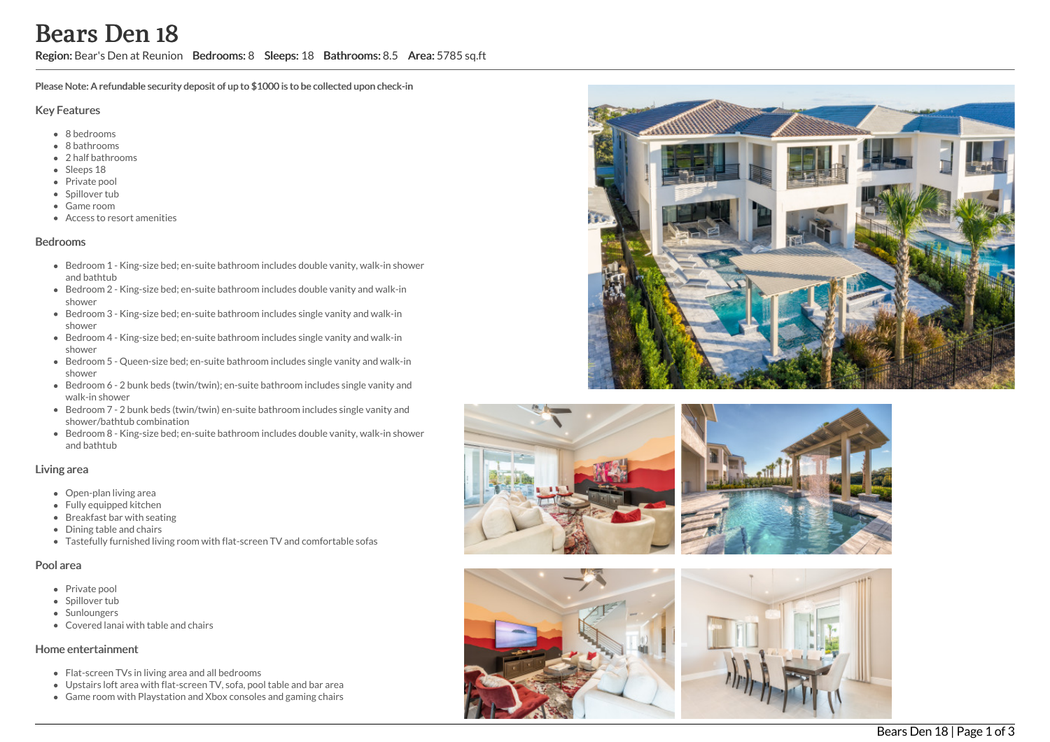# Bears Den 18

**Region:** Bear's Den at Reunion **Bedrooms:** 8 **Sleeps:** 18 **Bathrooms:** 8.5 **Area:** 5785 sq.ft

**Please Note: A refundable security deposit of up to $1000 is to be collected upon check-in**

## Key Features

- 8 bedrooms
- 8 bathrooms
- 2 half bathrooms
- Sleeps 18
- Private pool
- Spillover tub
- Game room
- Access to resort amenities

## Bedrooms

- Bedroom 1 - King-size bed; en-suite bathroom includes double vanity, walk-in shower and bathtub
- Bedroom 2 - King-size bed; en-suite bathroom includes double vanity and walk-in shower
- Bedroom 3 - King-size bed; en-suite bathroom includes single vanity and walk-in shower
- Bedroom 4 - King-size bed; en-suite bathroom includes single vanity and walk-in shower
- Bedroom 5 - Queen-size bed; en-suite bathroom includes single vanity and walk-in shower
- Bedroom 6 - 2 bunk beds (twin/twin); en-suite bathroom includes single vanity and walk-in shower
- Bedroom 7 - 2 bunk beds (twin/twin) en-suite bathroom includes single vanity and shower/bathtub combination
- Bedroom 8 - King-size bed; en-suite bathroom includes double vanity, walk-in shower and bathtub

## Living area

- Open-plan living area
- Fully equipped kitchen
- Breakfast bar with seating
- Dining table and chairs
- Tastefully furnished living room with flat-screen TV and comfortable sofas

## Pool area

- Private pool
- Spillover tub
- Sunloungers
- Covered lanai with table and chairs

## Home entertainment

- Flat-screen TVs in living area and all bedrooms
- Upstairs loft area with flat-screen TV, sofa, pool table and bar area
- Game room with Playstation and Xbox consoles and gaming chairs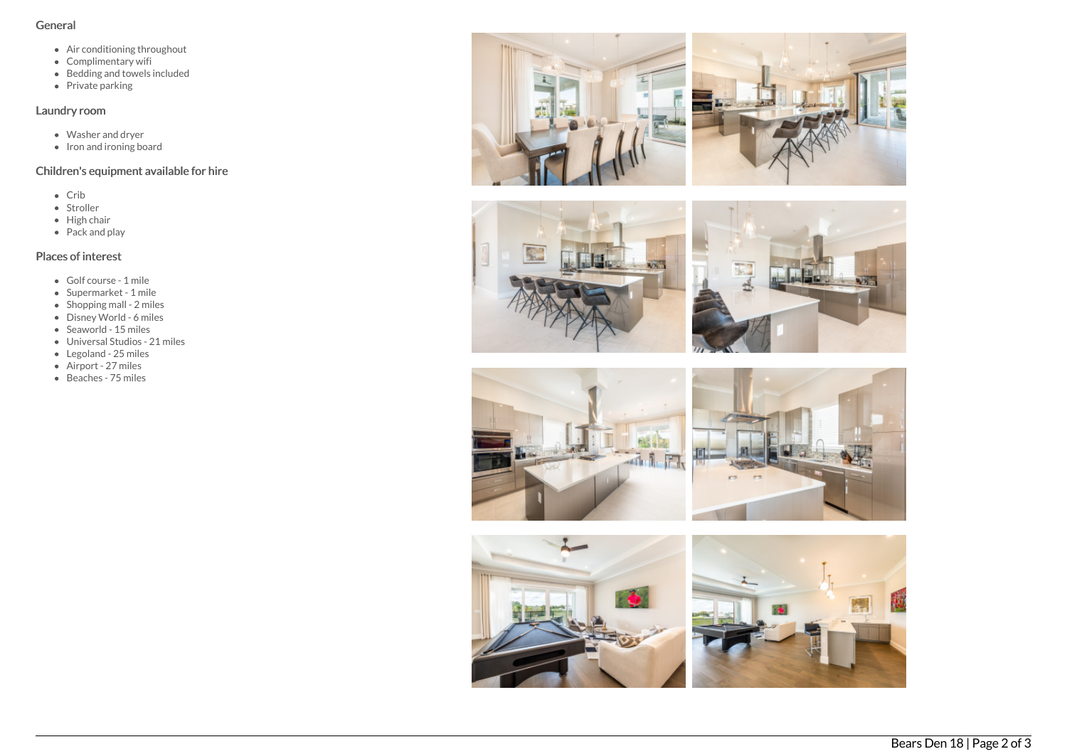## General

- Air conditioning throughout
- Complimentary wifi
- Bedding and towels included
- Private parking

## Laundry room

- Washer and dryer
- Iron and ironing board

## Children's equipment available for hire

- Crib
- Stroller
- High chair
- Pack and play

## Places of interest

- Golf course - 1 mile
- Supermarket - 1 mile
- Shopping mall - 2 miles
- Disney World - 6 miles
- Seaworld - 15 miles
- Universal Studios - 21 miles
- Legoland - 25 miles
- Airport - 27 miles
- Beaches - 75 miles